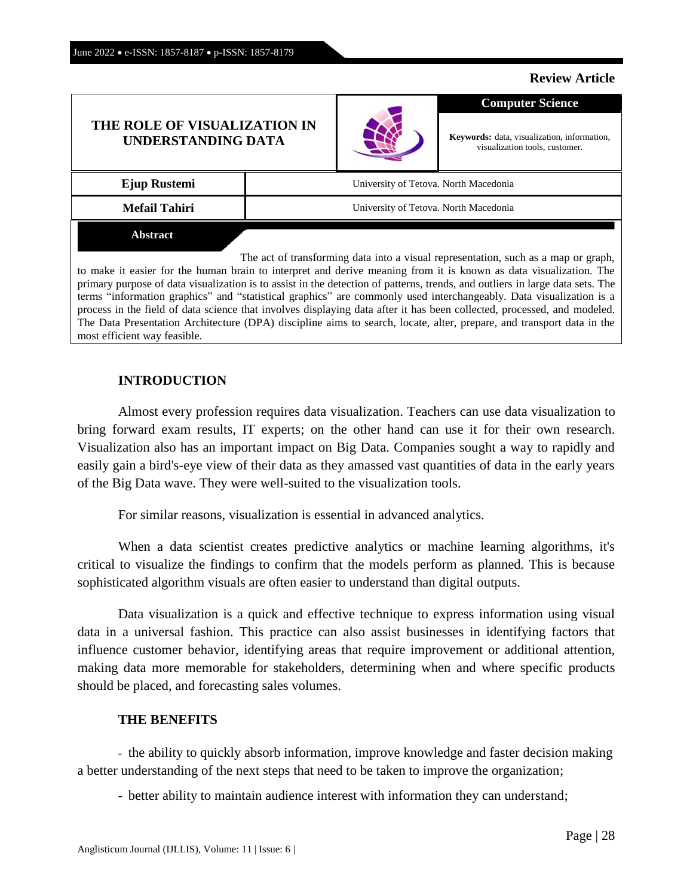**Review Article**

# THE ROLE OF VISUALIZATION IN UNDERSTANDING DATA

**Computer Science**

**Keywords:** data, visualization, information, visualization tools, customer.

| | |
|---|---|
| **Ejup Rustemi** | University of Tetova. North Macedonia |
| **Mefail Tahiri** | University of Tetova. North Macedonia |

**Abstract**

The act of transforming data into a visual representation, such as a map or graph, to make it easier for the human brain to interpret and derive meaning from it is known as data visualization. The primary purpose of data visualization is to assist in the detection of patterns, trends, and outliers in large data sets. The terms "information graphics" and "statistical graphics" are commonly used interchangeably. Data visualization is a process in the field of data science that involves displaying data after it has been collected, processed, and modeled. The Data Presentation Architecture (DPA) discipline aims to search, locate, alter, prepare, and transport data in the most efficient way feasible.

## INTRODUCTION

Almost every profession requires data visualization. Teachers can use data visualization to bring forward exam results, IT experts; on the other hand can use it for their own research. Visualization also has an important impact on Big Data. Companies sought a way to rapidly and easily gain a bird's-eye view of their data as they amassed vast quantities of data in the early years of the Big Data wave. They were well-suited to the visualization tools.

For similar reasons, visualization is essential in advanced analytics.

When a data scientist creates predictive analytics or machine learning algorithms, it's critical to visualize the findings to confirm that the models perform as planned. This is because sophisticated algorithm visuals are often easier to understand than digital outputs.

Data visualization is a quick and effective technique to express information using visual data in a universal fashion. This practice can also assist businesses in identifying factors that influence customer behavior, identifying areas that require improvement or additional attention, making data more memorable for stakeholders, determining when and where specific products should be placed, and forecasting sales volumes.

## THE BENEFITS

- the ability to quickly absorb information, improve knowledge and faster decision making a better understanding of the next steps that need to be taken to improve the organization;
- better ability to maintain audience interest with information they can understand;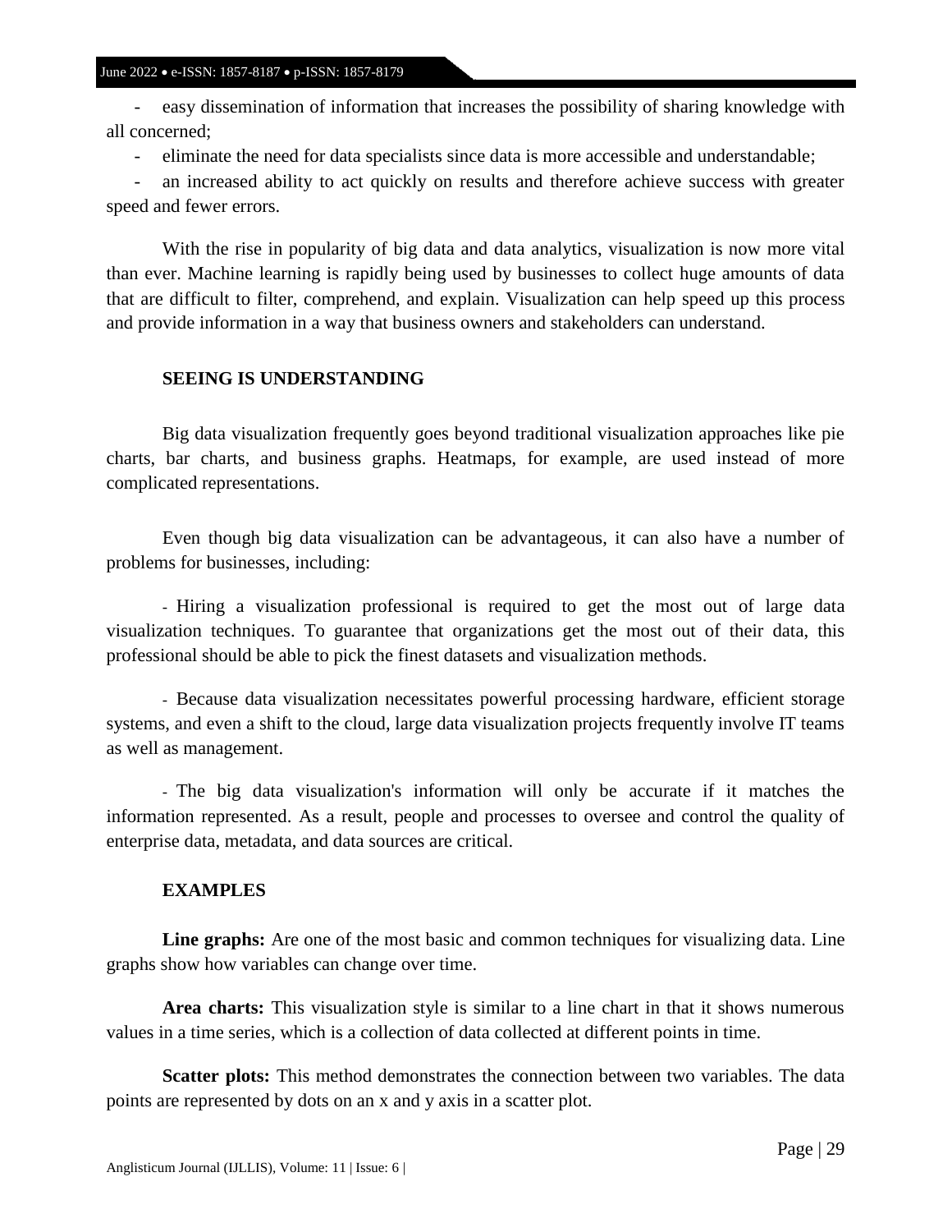- easy dissemination of information that increases the possibility of sharing knowledge with all concerned;
- eliminate the need for data specialists since data is more accessible and understandable;
- an increased ability to act quickly on results and therefore achieve success with greater speed and fewer errors.

With the rise in popularity of big data and data analytics, visualization is now more vital than ever. Machine learning is rapidly being used by businesses to collect huge amounts of data that are difficult to filter, comprehend, and explain. Visualization can help speed up this process and provide information in a way that business owners and stakeholders can understand.

## SEEING IS UNDERSTANDING

Big data visualization frequently goes beyond traditional visualization approaches like pie charts, bar charts, and business graphs. Heatmaps, for example, are used instead of more complicated representations.

Even though big data visualization can be advantageous, it can also have a number of problems for businesses, including:

- Hiring a visualization professional is required to get the most out of large data visualization techniques. To guarantee that organizations get the most out of their data, this professional should be able to pick the finest datasets and visualization methods.

- Because data visualization necessitates powerful processing hardware, efficient storage systems, and even a shift to the cloud, large data visualization projects frequently involve IT teams as well as management.

- The big data visualization's information will only be accurate if it matches the information represented. As a result, people and processes to oversee and control the quality of enterprise data, metadata, and data sources are critical.

## EXAMPLES

**Line graphs:** Are one of the most basic and common techniques for visualizing data. Line graphs show how variables can change over time.

**Area charts:** This visualization style is similar to a line chart in that it shows numerous values in a time series, which is a collection of data collected at different points in time.

**Scatter plots:** This method demonstrates the connection between two variables. The data points are represented by dots on an x and y axis in a scatter plot.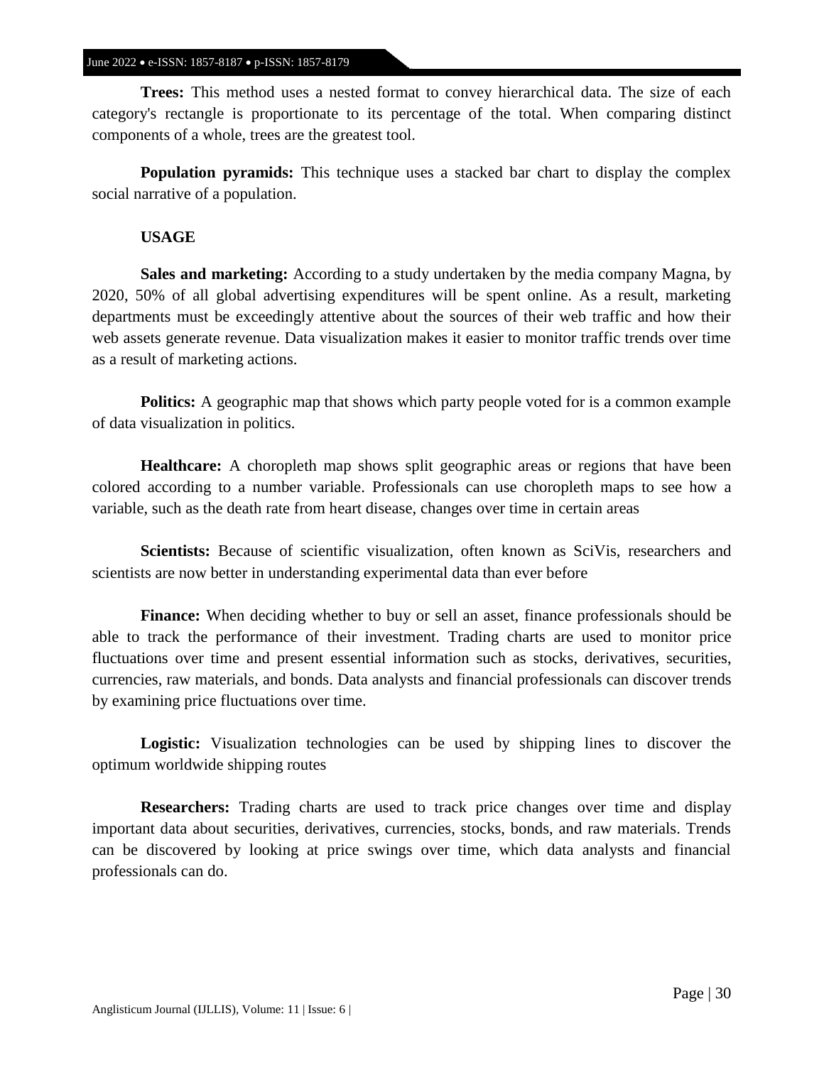**Trees:** This method uses a nested format to convey hierarchical data. The size of each category's rectangle is proportionate to its percentage of the total. When comparing distinct components of a whole, trees are the greatest tool.

**Population pyramids:** This technique uses a stacked bar chart to display the complex social narrative of a population.

**USAGE**

**Sales and marketing:** According to a study undertaken by the media company Magna, by 2020, 50% of all global advertising expenditures will be spent online. As a result, marketing departments must be exceedingly attentive about the sources of their web traffic and how their web assets generate revenue. Data visualization makes it easier to monitor traffic trends over time as a result of marketing actions.

**Politics:** A geographic map that shows which party people voted for is a common example of data visualization in politics.

**Healthcare:** A choropleth map shows split geographic areas or regions that have been colored according to a number variable. Professionals can use choropleth maps to see how a variable, such as the death rate from heart disease, changes over time in certain areas

**Scientists:** Because of scientific visualization, often known as SciVis, researchers and scientists are now better in understanding experimental data than ever before

**Finance:** When deciding whether to buy or sell an asset, finance professionals should be able to track the performance of their investment. Trading charts are used to monitor price fluctuations over time and present essential information such as stocks, derivatives, securities, currencies, raw materials, and bonds. Data analysts and financial professionals can discover trends by examining price fluctuations over time.

**Logistic:** Visualization technologies can be used by shipping lines to discover the optimum worldwide shipping routes

**Researchers:** Trading charts are used to track price changes over time and display important data about securities, derivatives, currencies, stocks, bonds, and raw materials. Trends can be discovered by looking at price swings over time, which data analysts and financial professionals can do.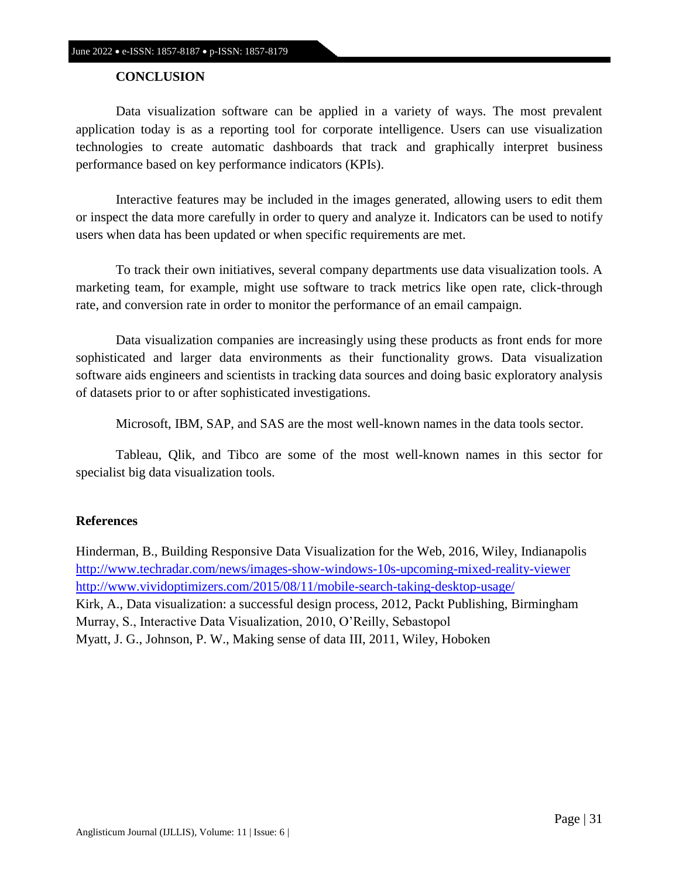## CONCLUSION

Data visualization software can be applied in a variety of ways. The most prevalent application today is as a reporting tool for corporate intelligence. Users can use visualization technologies to create automatic dashboards that track and graphically interpret business performance based on key performance indicators (KPIs).

Interactive features may be included in the images generated, allowing users to edit them or inspect the data more carefully in order to query and analyze it. Indicators can be used to notify users when data has been updated or when specific requirements are met.

To track their own initiatives, several company departments use data visualization tools. A marketing team, for example, might use software to track metrics like open rate, click-through rate, and conversion rate in order to monitor the performance of an email campaign.

Data visualization companies are increasingly using these products as front ends for more sophisticated and larger data environments as their functionality grows. Data visualization software aids engineers and scientists in tracking data sources and doing basic exploratory analysis of datasets prior to or after sophisticated investigations.

Microsoft, IBM, SAP, and SAS are the most well-known names in the data tools sector.

Tableau, Qlik, and Tibco are some of the most well-known names in this sector for specialist big data visualization tools.

## References

Hinderman, B., Building Responsive Data Visualization for the Web, 2016, Wiley, Indianapolis
http://www.techradar.com/news/images-show-windows-10s-upcoming-mixed-reality-viewer
http://www.vividoptimizers.com/2015/08/11/mobile-search-taking-desktop-usage/
Kirk, A., Data visualization: a successful design process, 2012, Packt Publishing, Birmingham
Murray, S., Interactive Data Visualization, 2010, O'Reilly, Sebastopol
Myatt, J. G., Johnson, P. W., Making sense of data III, 2011, Wiley, Hoboken